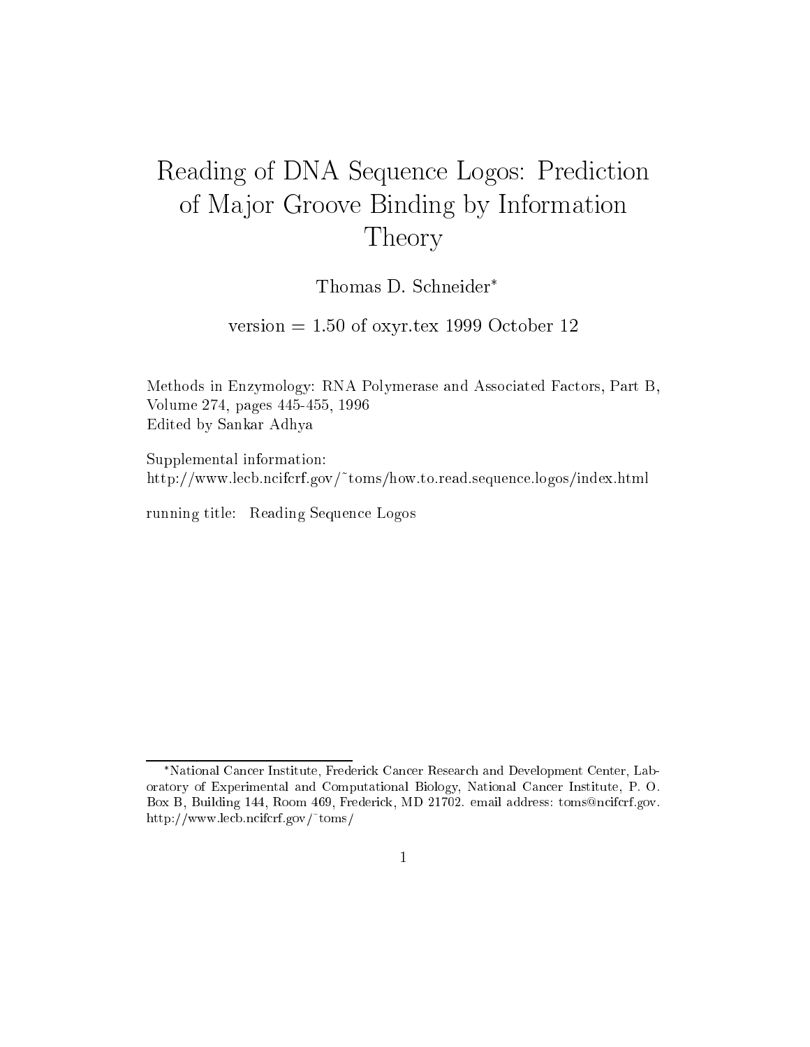# Reading of DNA Sequence Logos: Prediction of Major Groove Binding by Information Theory

Thomas D. Schneider*

version = 1.50 of oxyr.tex 1999 October 12

Methods in Enzymology: RNA Polymerase and Associated Factors, Part B, Volume 274, pages 445-455, 1996
Edited by Sankar Adhya

Supplemental information:
http://www.lecb.ncifcrf.gov/~toms/how.to.read.sequence.logos/index.html

running title: Reading Sequence Logos

---

*National Cancer Institute, Frederick Cancer Research and Development Center, Laboratory of Experimental and Computational Biology, National Cancer Institute, P. O. Box B, Building 144, Room 469, Frederick, MD 21702. email address: toms@ncifcrf.gov. http://www.lecb.ncifcrf.gov/~toms/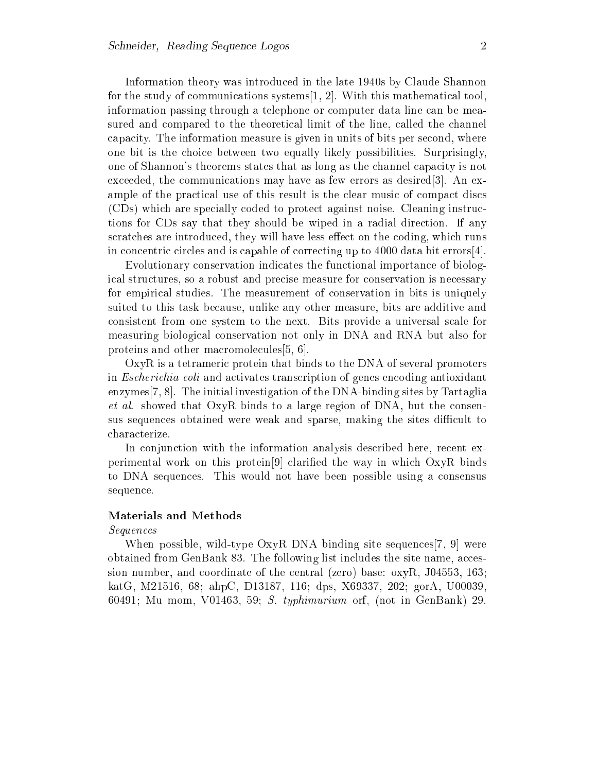Information theory was introduced in the late 1940s by Claude Shannon for the study of communications systems[1, 2]. With this mathematical tool, information passing through a telephone or computer data line can be measured and compared to the theoretical limit of the line, called the channel capacity. The information measure is given in units of bits per second, where one bit is the choice between two equally likely possibilities. Surprisingly, one of Shannon's theorems states that as long as the channel capacity is not exceeded, the communications may have as few errors as desired[3]. An example of the practical use of this result is the clear music of compact discs (CDs) which are specially coded to protect against noise. Cleaning instructions for CDs say that they should be wiped in a radial direction. If any scratches are introduced, they will have less effect on the coding, which runs in concentric circles and is capable of correcting up to 4000 data bit errors[4].

Evolutionary conservation indicates the functional importance of biological structures, so a robust and precise measure for conservation is necessary for empirical studies. The measurement of conservation in bits is uniquely suited to this task because, unlike any other measure, bits are additive and consistent from one system to the next. Bits provide a universal scale for measuring biological conservation not only in DNA and RNA but also for proteins and other macromolecules[5, 6].

OxyR is a tetrameric protein that binds to the DNA of several promoters in *Escherichia coli* and activates transcription of genes encoding antioxidant enzymes[7, 8]. The initial investigation of the DNA-binding sites by Tartaglia *et al.* showed that OxyR binds to a large region of DNA, but the consensus sequences obtained were weak and sparse, making the sites difficult to characterize.

In conjunction with the information analysis described here, recent experimental work on this protein[9] clarified the way in which OxyR binds to DNA sequences. This would not have been possible using a consensus sequence.

### Materials and Methods

*Sequences*

When possible, wild-type OxyR DNA binding site sequences[7, 9] were obtained from GenBank 83. The following list includes the site name, accession number, and coordinate of the central (zero) base: oxyR, J04553, 163; katG, M21516, 68; ahpC, D13187, 116; dps, X69337, 202; gorA, U00039, 60491; Mu mom, V01463, 59; *S. typhimurium* orf, (not in GenBank) 29.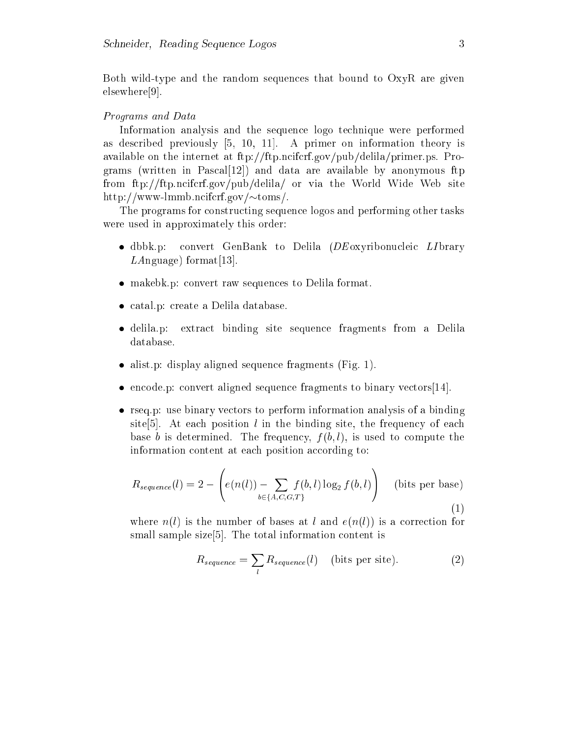Both wild-type and the random sequences that bound to OxyR are given elsewhere[9].

*Programs and Data*

Information analysis and the sequence logo technique were performed as described previously [5, 10, 11]. A primer on information theory is available on the internet at ftp://ftp.ncifcrf.gov/pub/delila/primer.ps. Programs (written in Pascal[12]) and data are available by anonymous ftp from ftp://ftp.ncifcrf.gov/pub/delila/ or via the World Wide Web site http://www-lmmb.ncifcrf.gov/~toms/.

The programs for constructing sequence logos and performing other tasks were used in approximately this order:

- dbbk.p: convert GenBank to Delila (*DE*oxyribonucleic *LI*brary *LA*nguage) format[13].
- makebk.p: convert raw sequences to Delila format.
- catal.p: create a Delila database.
- delila.p: extract binding site sequence fragments from a Delila database.
- alist.p: display aligned sequence fragments (Fig. 1).
- encode.p: convert aligned sequence fragments to binary vectors[14].
- rseq.p: use binary vectors to perform information analysis of a binding site[5]. At each position $l$ in the binding site, the frequency of each base $b$ is determined. The frequency, $f(b, l)$, is used to compute the information content at each position according to:

$$R_{sequence}(l) = 2 - \left( e(n(l)) - \sum_{b \in \{A,C,G,T\}} f(b,l) \log_2 f(b,l) \right) \quad \text{(bits per base)} \tag{1}$$

  where $n(l)$ is the number of bases at $l$ and $e(n(l))$ is a correction for small sample size[5]. The total information content is

$$R_{sequence} = \sum_{l} R_{sequence}(l) \quad \text{(bits per site)}. \tag{2}$$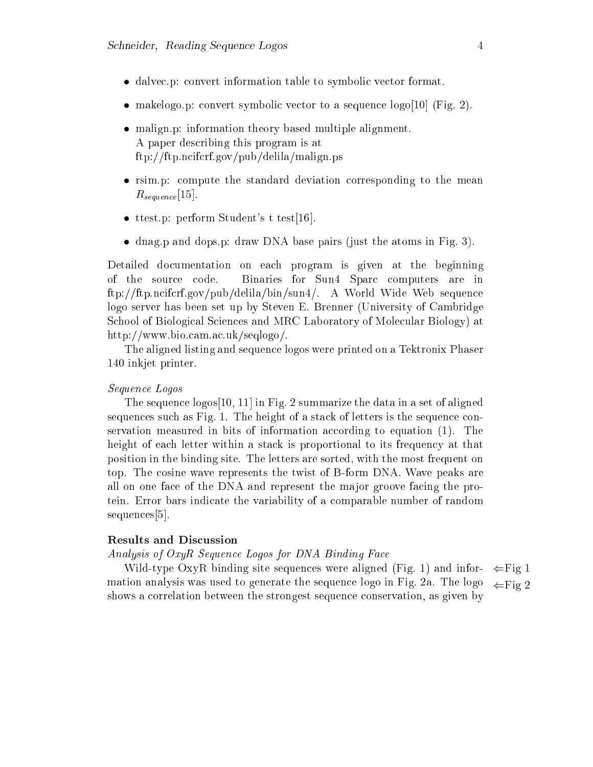- dalvec.p: convert information table to symbolic vector format.
- makelogo.p: convert symbolic vector to a sequence logo[10] (Fig. 2).
- malign.p: information theory based multiple alignment.
  A paper describing this program is at
  ftp://ftp.ncifcrf.gov/pub/delila/malign.ps
- rsim.p: compute the standard deviation corresponding to the mean $R_{sequence}$[15].
- ttest.p: perform Student's t test[16].
- dnag.p and dops.p: draw DNA base pairs (just the atoms in Fig. 3).

Detailed documentation on each program is given at the beginning of the source code. Binaries for Sun4 Sparc computers are in ftp://ftp.ncifcrf.gov/pub/delila/bin/sun4/. A World Wide Web sequence logo server has been set up by Steven E. Brenner (University of Cambridge School of Biological Sciences and MRC Laboratory of Molecular Biology) at http://www.bio.cam.ac.uk/seqlogo/.

The aligned listing and sequence logos were printed on a Tektronix Phaser 140 inkjet printer.

*Sequence Logos*

The sequence logos[10, 11] in Fig. 2 summarize the data in a set of aligned sequences such as Fig. 1. The height of a stack of letters is the sequence conservation measured in bits of information according to equation (1). The height of each letter within a stack is proportional to its frequency at that position in the binding site. The letters are sorted, with the most frequent on top. The cosine wave represents the twist of B-form DNA. Wave peaks are all on one face of the DNA and represent the major groove facing the protein. Error bars indicate the variability of a comparable number of random sequences[5].

**Results and Discussion**

*Analysis of OxyR Sequence Logos for DNA Binding Face*

Wild-type OxyR binding site sequences were aligned (Fig. 1) and information analysis was used to generate the sequence logo in Fig. 2a. The logo shows a correlation between the strongest sequence conservation, as given by

⇐Fig 1

⇐Fig 2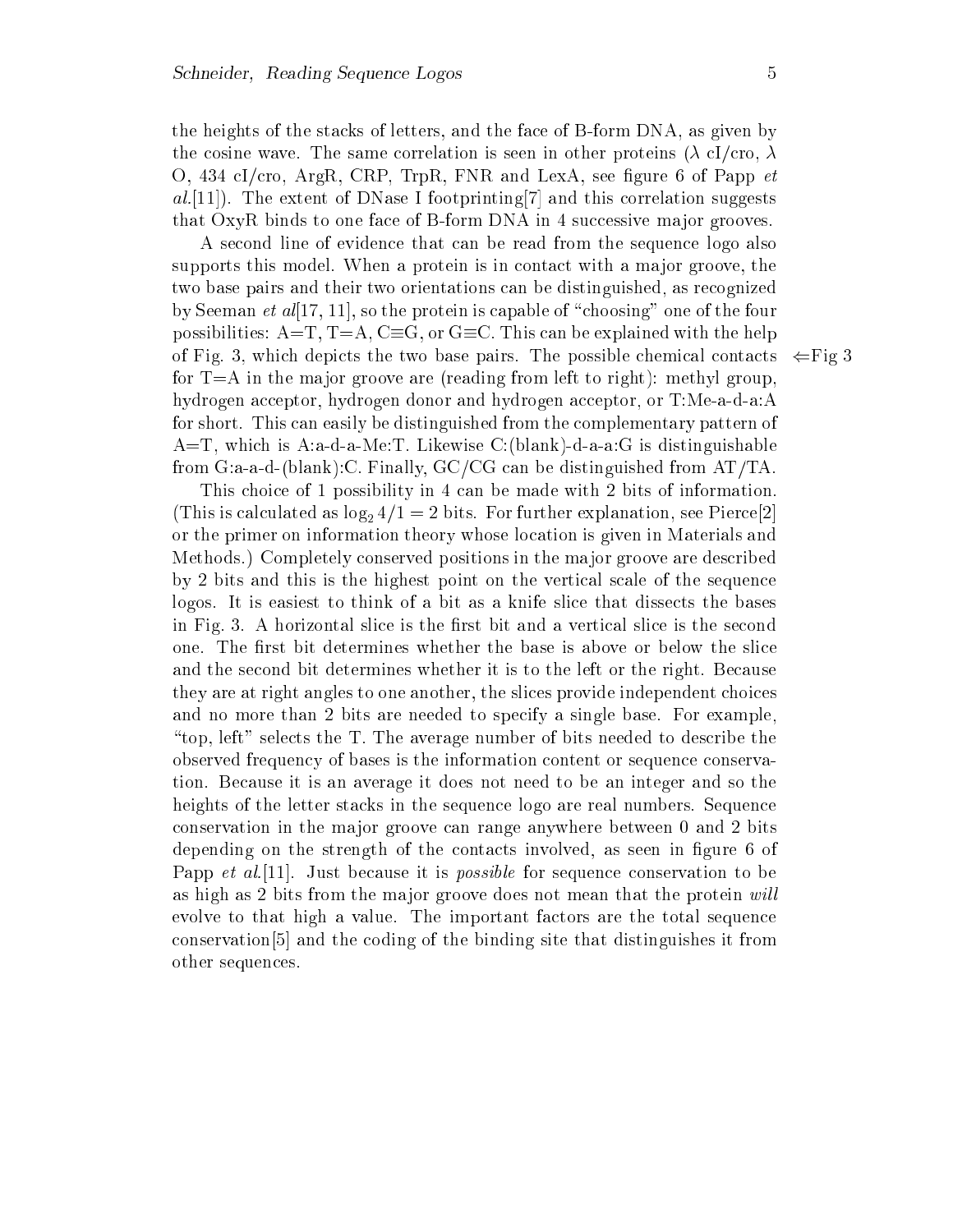the heights of the stacks of letters, and the face of B-form DNA, as given by the cosine wave. The same correlation is seen in other proteins ($\lambda$ cI/cro, $\lambda$ O, 434 cI/cro, ArgR, CRP, TrpR, FNR and LexA, see figure 6 of Papp *et al.*[11]). The extent of DNase I footprinting[7] and this correlation suggests that OxyR binds to one face of B-form DNA in 4 successive major grooves.

A second line of evidence that can be read from the sequence logo also supports this model. When a protein is in contact with a major groove, the two base pairs and their two orientations can be distinguished, as recognized by Seeman *et al*[17, 11], so the protein is capable of "choosing" one of the four possibilities: A=T, T=A, C≡G, or G≡C. This can be explained with the help of Fig. 3, which depicts the two base pairs. The possible chemical contacts for T=A in the major groove are (reading from left to right): methyl group, hydrogen acceptor, hydrogen donor and hydrogen acceptor, or T:Me-a-d-a:A for short. This can easily be distinguished from the complementary pattern of A=T, which is A:a-d-a-Me:T. Likewise C:(blank)-d-a-a:G is distinguishable from G:a-a-d-(blank):C. Finally, GC/CG can be distinguished from AT/TA. ⇐Fig 3

This choice of 1 possibility in 4 can be made with 2 bits of information. (This is calculated as $\log_2 4/1 = 2$ bits. For further explanation, see Pierce[2] or the primer on information theory whose location is given in Materials and Methods.) Completely conserved positions in the major groove are described by 2 bits and this is the highest point on the vertical scale of the sequence logos. It is easiest to think of a bit as a knife slice that dissects the bases in Fig. 3. A horizontal slice is the first bit and a vertical slice is the second one. The first bit determines whether the base is above or below the slice and the second bit determines whether it is to the left or the right. Because they are at right angles to one another, the slices provide independent choices and no more than 2 bits are needed to specify a single base. For example, "top, left" selects the T. The average number of bits needed to describe the observed frequency of bases is the information content or sequence conservation. Because it is an average it does not need to be an integer and so the heights of the letter stacks in the sequence logo are real numbers. Sequence conservation in the major groove can range anywhere between 0 and 2 bits depending on the strength of the contacts involved, as seen in figure 6 of Papp *et al.*[11]. Just because it is *possible* for sequence conservation to be as high as 2 bits from the major groove does not mean that the protein *will* evolve to that high a value. The important factors are the total sequence conservation[5] and the coding of the binding site that distinguishes it from other sequences.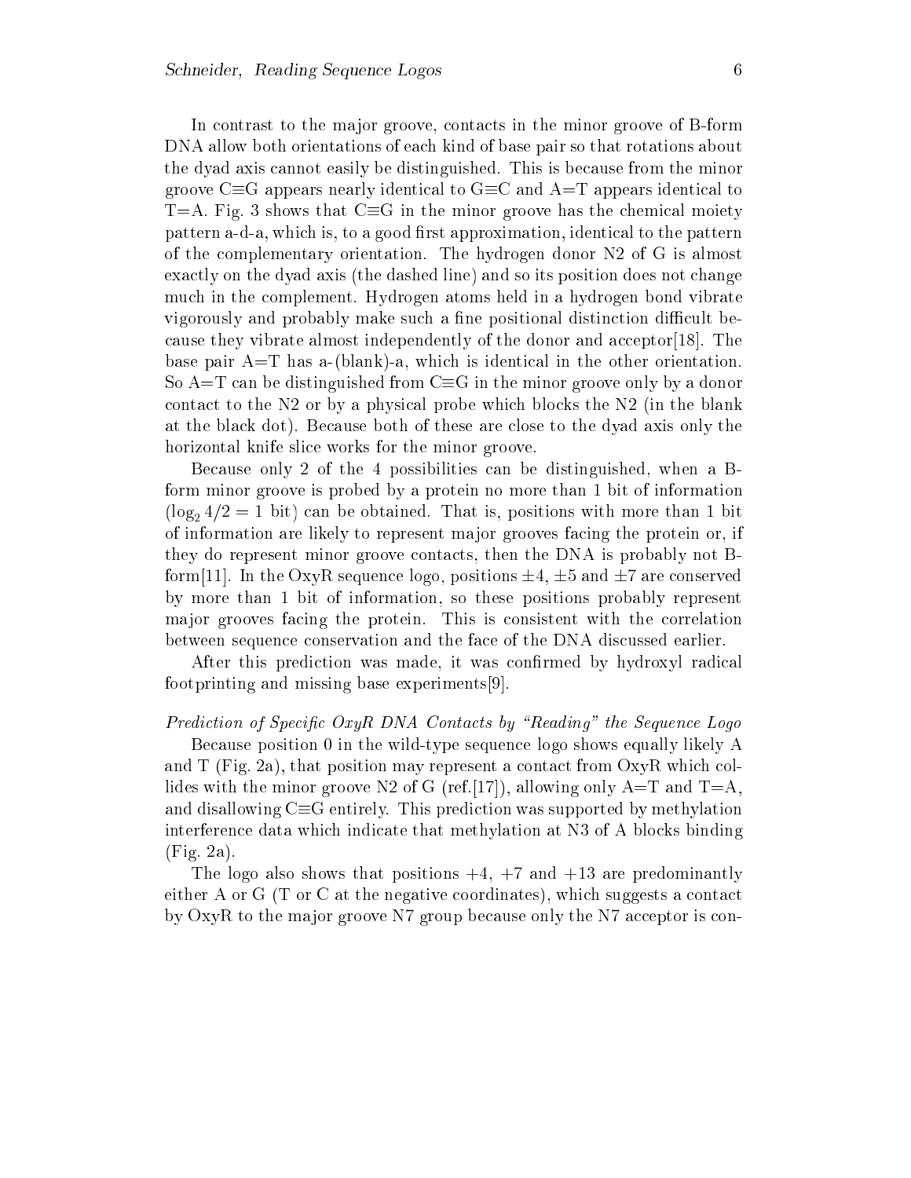In contrast to the major groove, contacts in the minor groove of B-form DNA allow both orientations of each kind of base pair so that rotations about the dyad axis cannot easily be distinguished. This is because from the minor groove C≡G appears nearly identical to G≡C and A=T appears identical to T=A. Fig. 3 shows that C≡G in the minor groove has the chemical moiety pattern a-d-a, which is, to a good first approximation, identical to the pattern of the complementary orientation. The hydrogen donor N2 of G is almost exactly on the dyad axis (the dashed line) and so its position does not change much in the complement. Hydrogen atoms held in a hydrogen bond vibrate vigorously and probably make such a fine positional distinction difficult because they vibrate almost independently of the donor and acceptor[18]. The base pair A=T has a-(blank)-a, which is identical in the other orientation. So A=T can be distinguished from C≡G in the minor groove only by a donor contact to the N2 or by a physical probe which blocks the N2 (in the blank at the black dot). Because both of these are close to the dyad axis only the horizontal knife slice works for the minor groove.

Because only 2 of the 4 possibilities can be distinguished, when a B-form minor groove is probed by a protein no more than 1 bit of information ($\log_2 4/2 = 1$ bit) can be obtained. That is, positions with more than 1 bit of information are likely to represent major grooves facing the protein or, if they do represent minor groove contacts, then the DNA is probably not B-form[11]. In the OxyR sequence logo, positions $\pm 4$, $\pm 5$ and $\pm 7$ are conserved by more than 1 bit of information, so these positions probably represent major grooves facing the protein. This is consistent with the correlation between sequence conservation and the face of the DNA discussed earlier.

After this prediction was made, it was confirmed by hydroxyl radical footprinting and missing base experiments[9].

*Prediction of Specific OxyR DNA Contacts by "Reading" the Sequence Logo*

Because position 0 in the wild-type sequence logo shows equally likely A and T (Fig. 2a), that position may represent a contact from OxyR which collides with the minor groove N2 of G (ref.[17]), allowing only A=T and T=A, and disallowing C≡G entirely. This prediction was supported by methylation interference data which indicate that methylation at N3 of A blocks binding (Fig. 2a).

The logo also shows that positions +4, +7 and +13 are predominantly either A or G (T or C at the negative coordinates), which suggests a contact by OxyR to the major groove N7 group because only the N7 acceptor is con-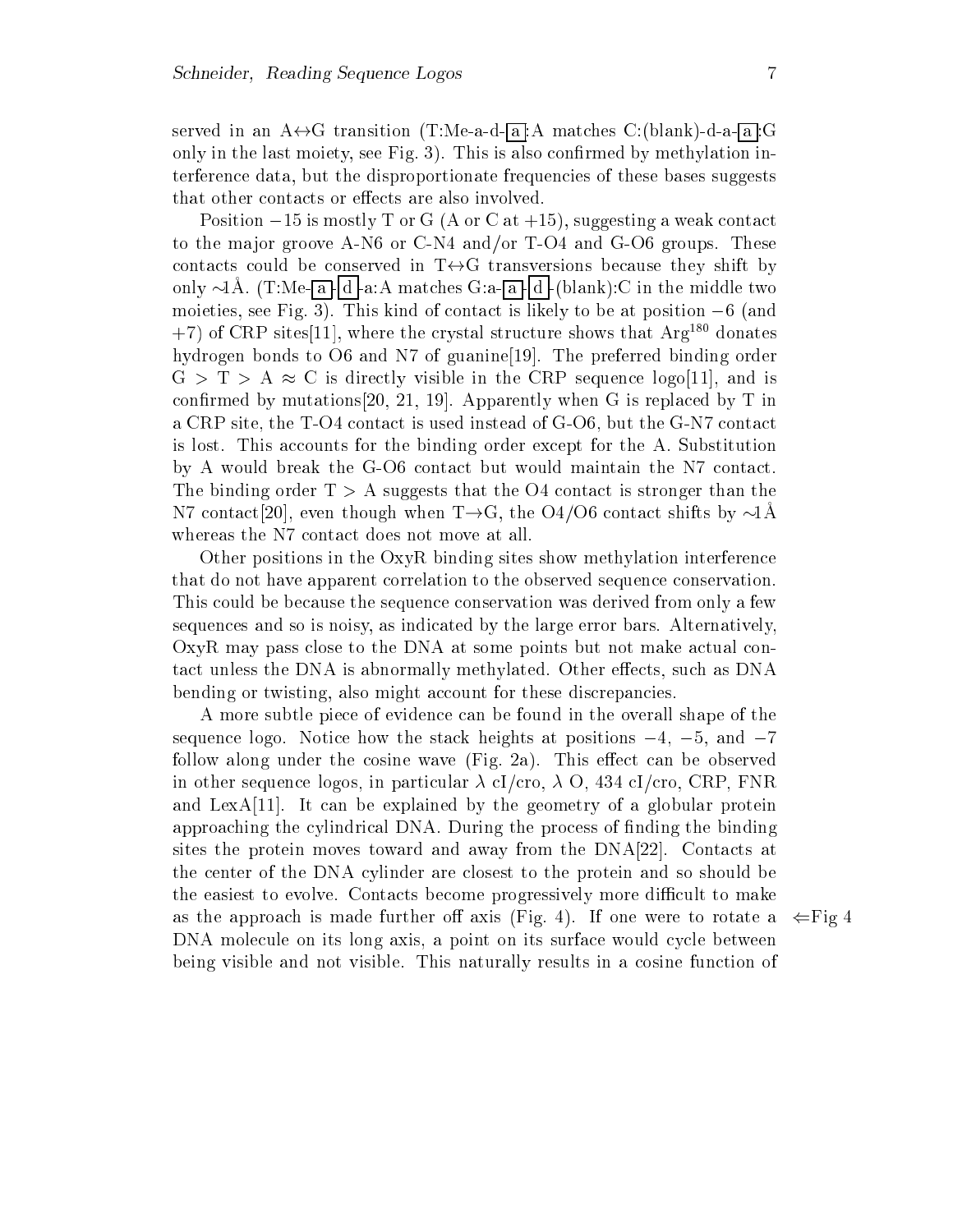served in an A↔G transition (T:Me-a-d-[a]:A matches C:(blank)-d-a-[a]:G only in the last moiety, see Fig. 3). This is also confirmed by methylation interference data, but the disproportionate frequencies of these bases suggests that other contacts or effects are also involved.

Position $-15$ is mostly T or G (A or C at $+15$), suggesting a weak contact to the major groove A-N6 or C-N4 and/or T-O4 and G-O6 groups. These contacts could be conserved in T↔G transversions because they shift by only ∼1Å. (T:Me-[a]-[d]-a:A matches G:a-[a]-[d]-(blank):C in the middle two moieties, see Fig. 3). This kind of contact is likely to be at position $-6$ (and $+7$) of CRP sites[11], where the crystal structure shows that $\mathrm{Arg}^{180}$ donates hydrogen bonds to O6 and N7 of guanine[19]. The preferred binding order $G > T > A \approx C$ is directly visible in the CRP sequence logo[11], and is confirmed by mutations[20, 21, 19]. Apparently when G is replaced by T in a CRP site, the T-O4 contact is used instead of G-O6, but the G-N7 contact is lost. This accounts for the binding order except for the A. Substitution by A would break the G-O6 contact but would maintain the N7 contact. The binding order $T > A$ suggests that the O4 contact is stronger than the N7 contact[20], even though when T→G, the O4/O6 contact shifts by ∼1Å whereas the N7 contact does not move at all.

Other positions in the OxyR binding sites show methylation interference that do not have apparent correlation to the observed sequence conservation. This could be because the sequence conservation was derived from only a few sequences and so is noisy, as indicated by the large error bars. Alternatively, OxyR may pass close to the DNA at some points but not make actual contact unless the DNA is abnormally methylated. Other effects, such as DNA bending or twisting, also might account for these discrepancies.

A more subtle piece of evidence can be found in the overall shape of the sequence logo. Notice how the stack heights at positions $-4$, $-5$, and $-7$ follow along under the cosine wave (Fig. 2a). This effect can be observed in other sequence logos, in particular λ cI/cro, λ O, 434 cI/cro, CRP, FNR and LexA[11]. It can be explained by the geometry of a globular protein approaching the cylindrical DNA. During the process of finding the binding sites the protein moves toward and away from the DNA[22]. Contacts at the center of the DNA cylinder are closest to the protein and so should be the easiest to evolve. Contacts become progressively more difficult to make as the approach is made further off axis (Fig. 4). If one were to rotate a DNA molecule on its long axis, a point on its surface would cycle between being visible and not visible. This naturally results in a cosine function of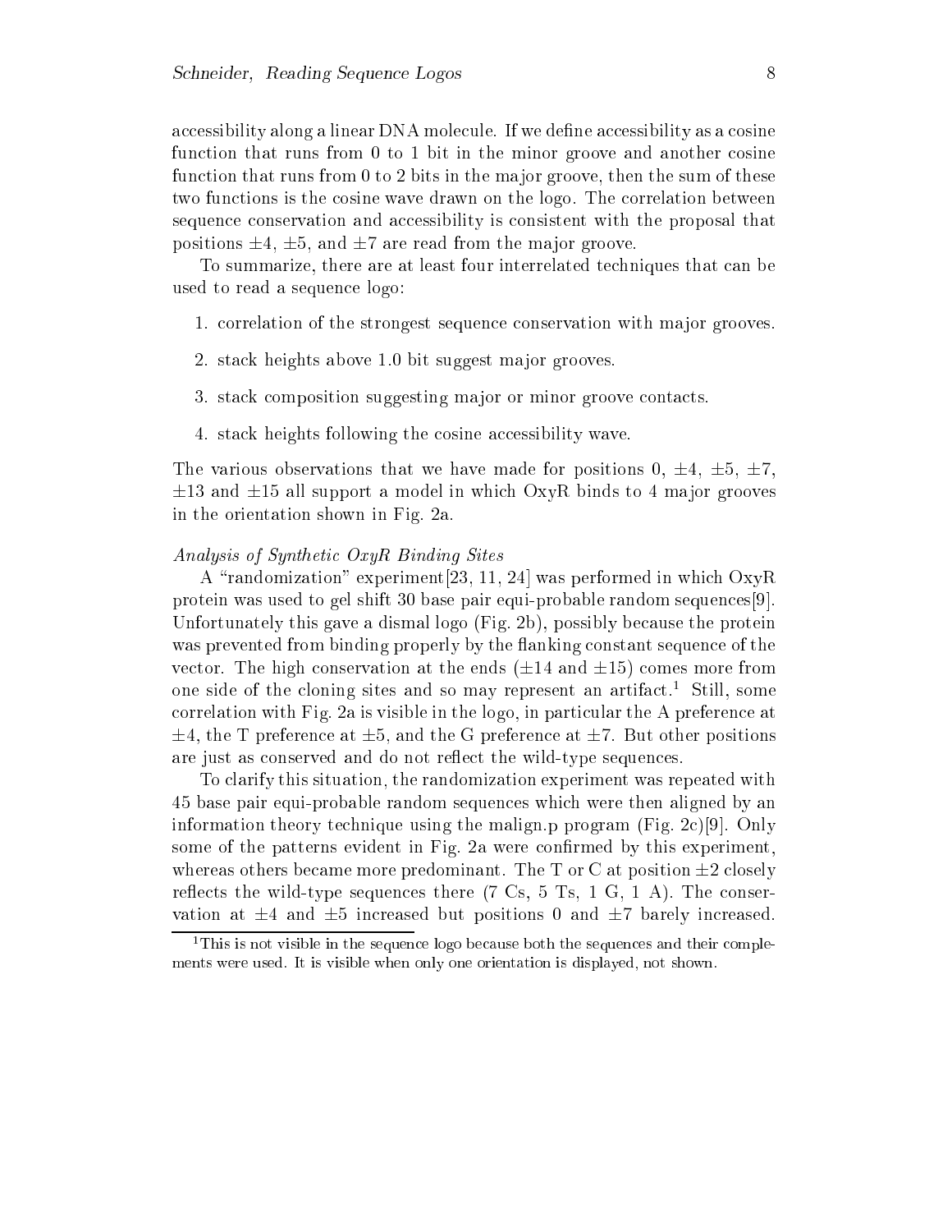accessibility along a linear DNA molecule. If we define accessibility as a cosine function that runs from 0 to 1 bit in the minor groove and another cosine function that runs from 0 to 2 bits in the major groove, then the sum of these two functions is the cosine wave drawn on the logo. The correlation between sequence conservation and accessibility is consistent with the proposal that positions $\pm 4$, $\pm 5$, and $\pm 7$ are read from the major groove.

To summarize, there are at least four interrelated techniques that can be used to read a sequence logo:

1. correlation of the strongest sequence conservation with major grooves.
2. stack heights above 1.0 bit suggest major grooves.
3. stack composition suggesting major or minor groove contacts.
4. stack heights following the cosine accessibility wave.

The various observations that we have made for positions 0, $\pm 4$, $\pm 5$, $\pm 7$, $\pm 13$ and $\pm 15$ all support a model in which OxyR binds to 4 major grooves in the orientation shown in Fig. 2a.

*Analysis of Synthetic OxyR Binding Sites*

A "randomization" experiment[23, 11, 24] was performed in which OxyR protein was used to gel shift 30 base pair equi-probable random sequences[9]. Unfortunately this gave a dismal logo (Fig. 2b), possibly because the protein was prevented from binding properly by the flanking constant sequence of the vector. The high conservation at the ends ($\pm 14$ and $\pm 15$) comes more from one side of the cloning sites and so may represent an artifact.[1] Still, some correlation with Fig. 2a is visible in the logo, in particular the A preference at $\pm 4$, the T preference at $\pm 5$, and the G preference at $\pm 7$. But other positions are just as conserved and do not reflect the wild-type sequences.

To clarify this situation, the randomization experiment was repeated with 45 base pair equi-probable random sequences which were then aligned by an information theory technique using the malign.p program (Fig. 2c)[9]. Only some of the patterns evident in Fig. 2a were confirmed by this experiment, whereas others became more predominant. The T or C at position $\pm 2$ closely reflects the wild-type sequences there (7 Cs, 5 Ts, 1 G, 1 A). The conservation at $\pm 4$ and $\pm 5$ increased but positions 0 and $\pm 7$ barely increased.

[1] This is not visible in the sequence logo because both the sequences and their complements were used. It is visible when only one orientation is displayed, not shown.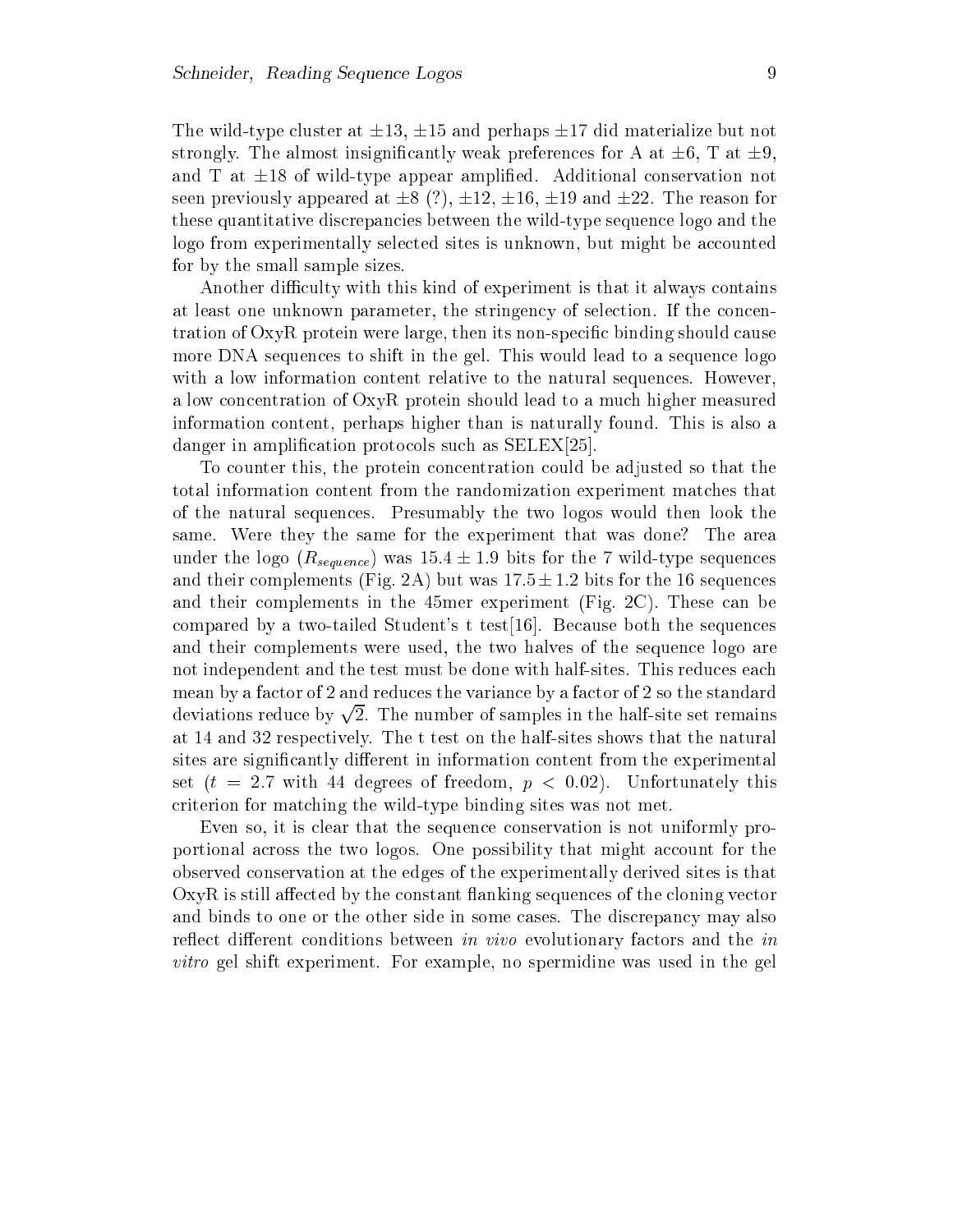The wild-type cluster at $\pm 13$, $\pm 15$ and perhaps $\pm 17$ did materialize but not strongly. The almost insignificantly weak preferences for A at $\pm 6$, T at $\pm 9$, and T at $\pm 18$ of wild-type appear amplified. Additional conservation not seen previously appeared at $\pm 8$ (?), $\pm 12$, $\pm 16$, $\pm 19$ and $\pm 22$. The reason for these quantitative discrepancies between the wild-type sequence logo and the logo from experimentally selected sites is unknown, but might be accounted for by the small sample sizes.

Another difficulty with this kind of experiment is that it always contains at least one unknown parameter, the stringency of selection. If the concentration of OxyR protein were large, then its non-specific binding should cause more DNA sequences to shift in the gel. This would lead to a sequence logo with a low information content relative to the natural sequences. However, a low concentration of OxyR protein should lead to a much higher measured information content, perhaps higher than is naturally found. This is also a danger in amplification protocols such as SELEX[25].

To counter this, the protein concentration could be adjusted so that the total information content from the randomization experiment matches that of the natural sequences. Presumably the two logos would then look the same. Were they the same for the experiment that was done? The area under the logo ($R_{sequence}$) was $15.4 \pm 1.9$ bits for the 7 wild-type sequences and their complements (Fig. 2A) but was $17.5 \pm 1.2$ bits for the 16 sequences and their complements in the 45mer experiment (Fig. 2C). These can be compared by a two-tailed Student's t test[16]. Because both the sequences and their complements were used, the two halves of the sequence logo are not independent and the test must be done with half-sites. This reduces each mean by a factor of 2 and reduces the variance by a factor of 2 so the standard deviations reduce by $\sqrt{2}$. The number of samples in the half-site set remains at 14 and 32 respectively. The t test on the half-sites shows that the natural sites are significantly different in information content from the experimental set ($t = 2.7$ with 44 degrees of freedom, $p < 0.02$). Unfortunately this criterion for matching the wild-type binding sites was not met.

Even so, it is clear that the sequence conservation is not uniformly proportional across the two logos. One possibility that might account for the observed conservation at the edges of the experimentally derived sites is that OxyR is still affected by the constant flanking sequences of the cloning vector and binds to one or the other side in some cases. The discrepancy may also reflect different conditions between *in vivo* evolutionary factors and the *in vitro* gel shift experiment. For example, no spermidine was used in the gel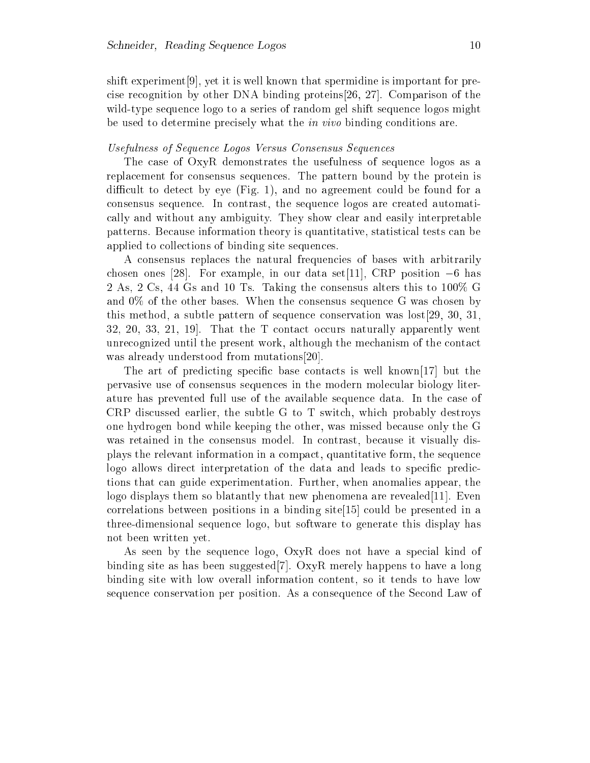shift experiment[9], yet it is well known that spermidine is important for precise recognition by other DNA binding proteins[26, 27]. Comparison of the wild-type sequence logo to a series of random gel shift sequence logos might be used to determine precisely what the *in vivo* binding conditions are.

*Usefulness of Sequence Logos Versus Consensus Sequences*

The case of OxyR demonstrates the usefulness of sequence logos as a replacement for consensus sequences. The pattern bound by the protein is difficult to detect by eye (Fig. 1), and no agreement could be found for a consensus sequence. In contrast, the sequence logos are created automatically and without any ambiguity. They show clear and easily interpretable patterns. Because information theory is quantitative, statistical tests can be applied to collections of binding site sequences.

A consensus replaces the natural frequencies of bases with arbitrarily chosen ones [28]. For example, in our data set[11], CRP position $-6$ has 2 As, 2 Cs, 44 Gs and 10 Ts. Taking the consensus alters this to 100% G and 0% of the other bases. When the consensus sequence G was chosen by this method, a subtle pattern of sequence conservation was lost[29, 30, 31, 32, 20, 33, 21, 19]. That the T contact occurs naturally apparently went unrecognized until the present work, although the mechanism of the contact was already understood from mutations[20].

The art of predicting specific base contacts is well known[17] but the pervasive use of consensus sequences in the modern molecular biology literature has prevented full use of the available sequence data. In the case of CRP discussed earlier, the subtle G to T switch, which probably destroys one hydrogen bond while keeping the other, was missed because only the G was retained in the consensus model. In contrast, because it visually displays the relevant information in a compact, quantitative form, the sequence logo allows direct interpretation of the data and leads to specific predictions that can guide experimentation. Further, when anomalies appear, the logo displays them so blatantly that new phenomena are revealed[11]. Even correlations between positions in a binding site[15] could be presented in a three-dimensional sequence logo, but software to generate this display has not been written yet.

As seen by the sequence logo, OxyR does not have a special kind of binding site as has been suggested[7]. OxyR merely happens to have a long binding site with low overall information content, so it tends to have low sequence conservation per position. As a consequence of the Second Law of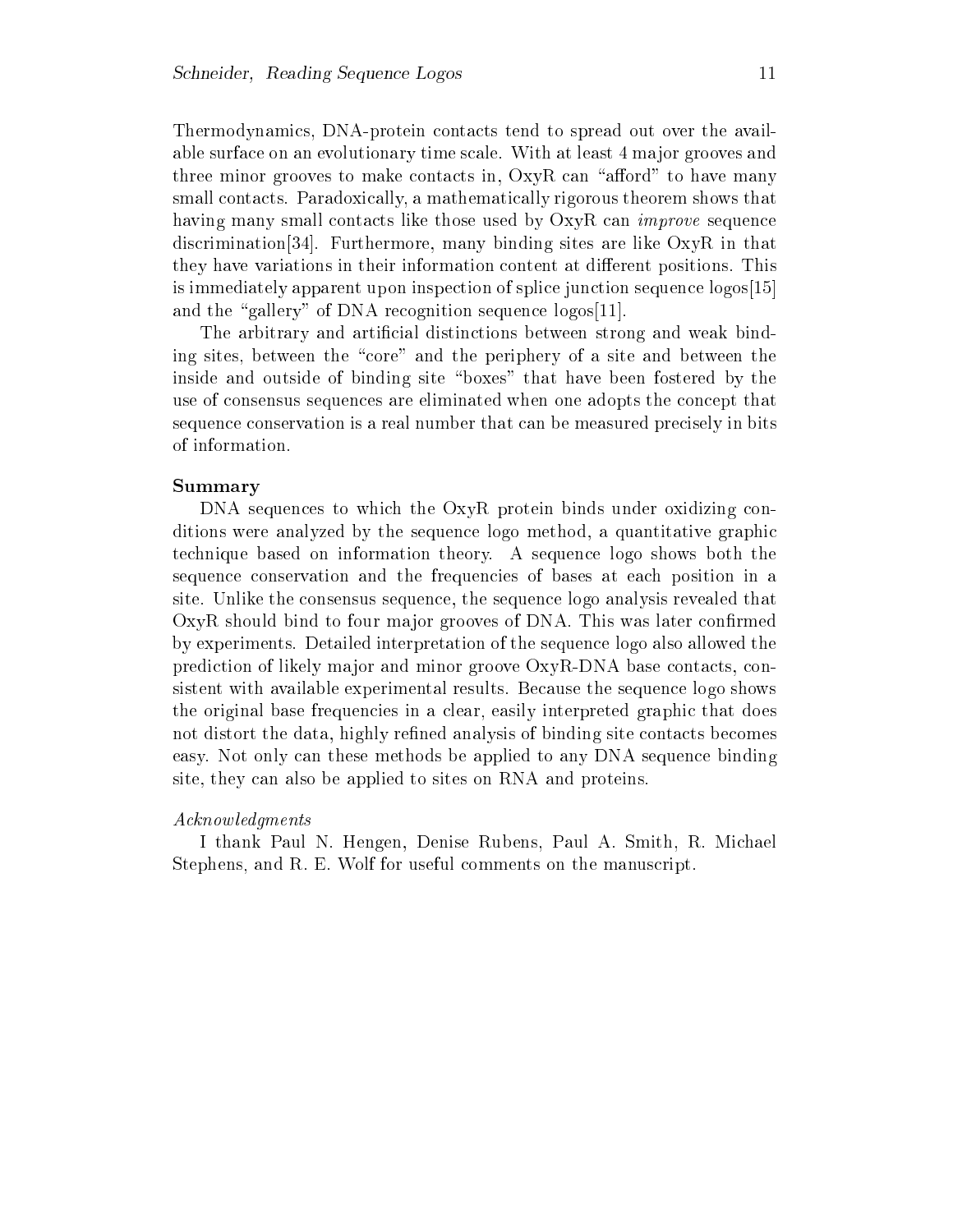Thermodynamics, DNA-protein contacts tend to spread out over the available surface on an evolutionary time scale. With at least 4 major grooves and three minor grooves to make contacts in, OxyR can "afford" to have many small contacts. Paradoxically, a mathematically rigorous theorem shows that having many small contacts like those used by OxyR can *improve* sequence discrimination[34]. Furthermore, many binding sites are like OxyR in that they have variations in their information content at different positions. This is immediately apparent upon inspection of splice junction sequence logos[15] and the "gallery" of DNA recognition sequence logos[11].

The arbitrary and artificial distinctions between strong and weak binding sites, between the "core" and the periphery of a site and between the inside and outside of binding site "boxes" that have been fostered by the use of consensus sequences are eliminated when one adopts the concept that sequence conservation is a real number that can be measured precisely in bits of information.

**Summary**

DNA sequences to which the OxyR protein binds under oxidizing conditions were analyzed by the sequence logo method, a quantitative graphic technique based on information theory. A sequence logo shows both the sequence conservation and the frequencies of bases at each position in a site. Unlike the consensus sequence, the sequence logo analysis revealed that OxyR should bind to four major grooves of DNA. This was later confirmed by experiments. Detailed interpretation of the sequence logo also allowed the prediction of likely major and minor groove OxyR-DNA base contacts, consistent with available experimental results. Because the sequence logo shows the original base frequencies in a clear, easily interpreted graphic that does not distort the data, highly refined analysis of binding site contacts becomes easy. Not only can these methods be applied to any DNA sequence binding site, they can also be applied to sites on RNA and proteins.

*Acknowledgments*

I thank Paul N. Hengen, Denise Rubens, Paul A. Smith, R. Michael Stephens, and R. E. Wolf for useful comments on the manuscript.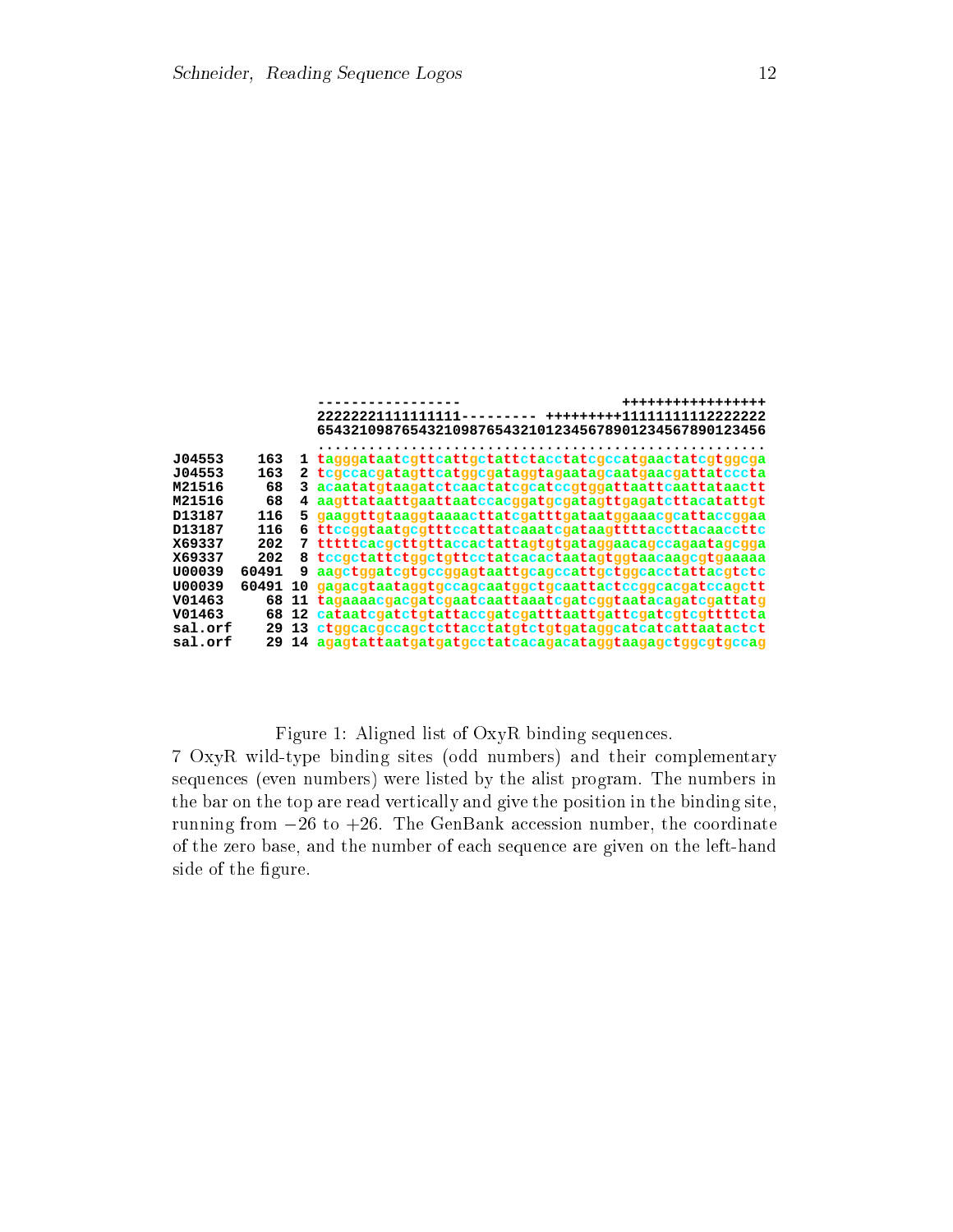```
                 -----------------          +++++++++++++++++
                 22222221111111111--------- +++++++++11111111112222222
                 65432109876543210987654321012345678901234567890123456
                 .....................................................
J04553    163  1 tagggataatcgttcattgctattctacctatcgccatgaactatcgtggcga
J04553    163  2 tcgccacgatagttcatggcgataggtagaatagcaatgaacgattatcccta
M21516     68  3 acaatatgtaagatctcaactatcgcatccgtggattaattcaattataactt
M21516     68  4 aagttataattgaattaatccacggatgcgatagttgagatcttacatattgt
D13187    116  5 gaaggttgtaaggtaaaacttatcgatttgataatggaaacgcattaccggaa
D13187    116  6 ttccggtaatgcgtttccattatcaaatcgataagttttaccttacaaccttc
X69337    202  7 tttttcacgcttgttaccactattagtgtgataggaacagccagaatagcgga
X69337    202  8 tccgctattctggctgttcctatcacactaatagtggtaacaagcgtgaaaaa
U00039  60491  9 aagctggatcgtgccggagtaattgcagccattgctggcacctattacgtctc
U00039  60491 10 gagacgtaataggtgccagcaatggctgcaattactccggcacgatccagctt
V01463     68 11 tagaaaacgacgatcgaatcaattaaatcgatcggtaatacagatcgattatg
V01463     68 12 cataatcgatctgtattaccgatcgatttaattgattcgatcgtcgttttcta
sal.orf    29 13 ctggcacgccagctcttacctatgtctgtgataggcatcatcattaatactct
sal.orf    29 14 agagtattaatgatgatgcctatcacagacataggtaagagctggcgtgccag
```

Figure 1: Aligned list of OxyR binding sequences.

7 OxyR wild-type binding sites (odd numbers) and their complementary sequences (even numbers) were listed by the alist program. The numbers in the bar on the top are read vertically and give the position in the binding site, running from −26 to +26. The GenBank accession number, the coordinate of the zero base, and the number of each sequence are given on the left-hand side of the figure.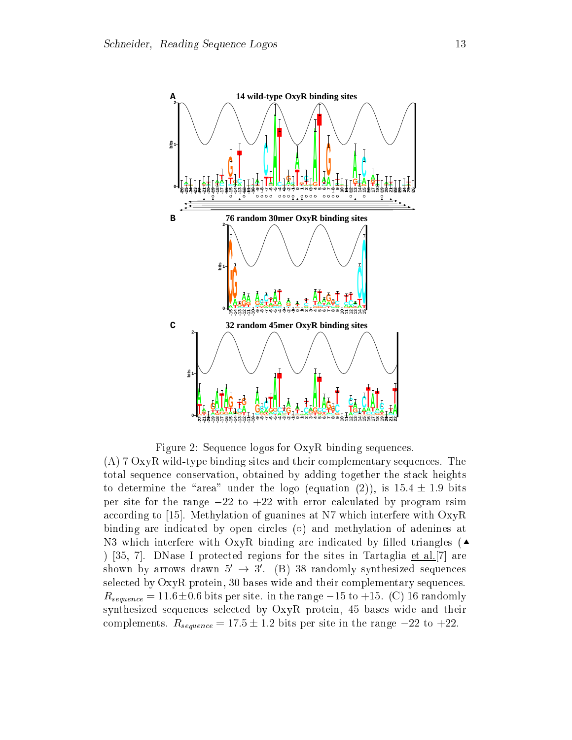Figure 2: Sequence logos for OxyR binding sequences.

(A) 7 OxyR wild-type binding sites and their complementary sequences. The total sequence conservation, obtained by adding together the stack heights to determine the "area" under the logo (equation (2)), is $15.4 \pm 1.9$ bits per site for the range $-22$ to $+22$ with error calculated by program rsim according to [15]. Methylation of guanines at N7 which interfere with OxyR binding are indicated by open circles (∘) and methylation of adenines at N3 which interfere with OxyR binding are indicated by filled triangles (▲) [35, 7]. DNase I protected regions for the sites in Tartaglia et al.[7] are shown by arrows drawn $5' \rightarrow 3'$. (B) 38 randomly synthesized sequences selected by OxyR protein, 30 bases wide and their complementary sequences. $R_{sequence} = 11.6 \pm 0.6$ bits per site. in the range $-15$ to $+15$. (C) 16 randomly synthesized sequences selected by OxyR protein, 45 bases wide and their complements. $R_{sequence} = 17.5 \pm 1.2$ bits per site in the range $-22$ to $+22$.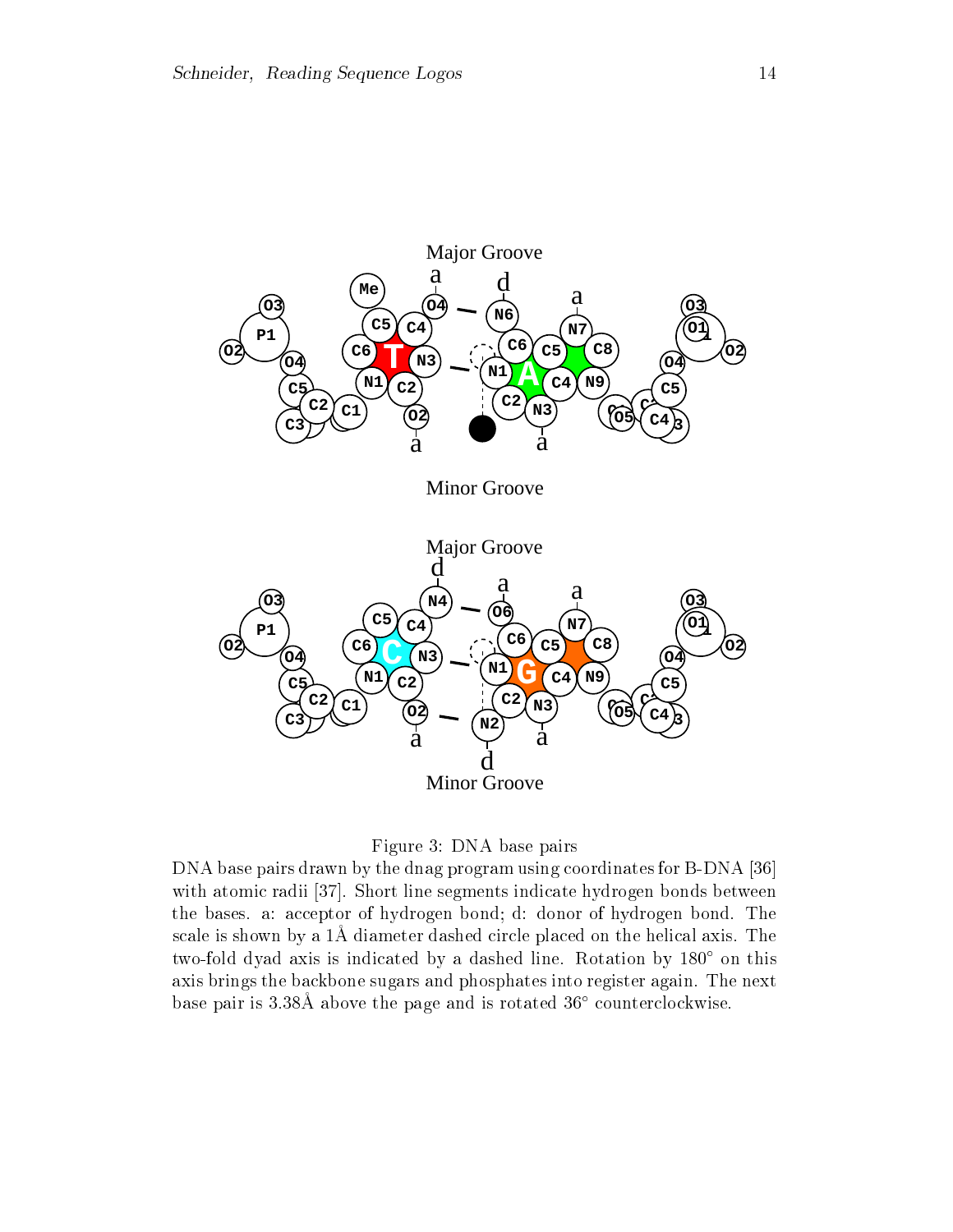Figure 3: DNA base pairs

DNA base pairs drawn by the dnag program using coordinates for B-DNA [36] with atomic radii [37]. Short line segments indicate hydrogen bonds between the bases. a: acceptor of hydrogen bond; d: donor of hydrogen bond. The scale is shown by a 1Å diameter dashed circle placed on the helical axis. The two-fold dyad axis is indicated by a dashed line. Rotation by 180° on this axis brings the backbone sugars and phosphates into register again. The next base pair is 3.38Å above the page and is rotated 36° counterclockwise.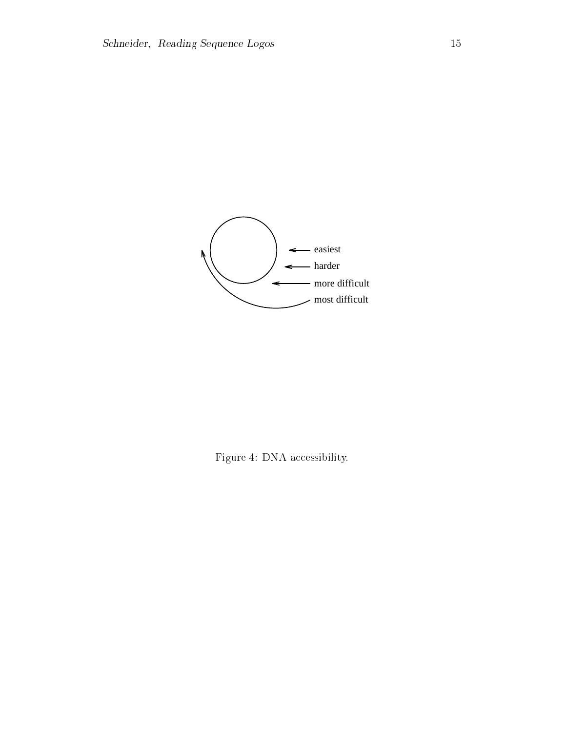easiest

harder

more difficult

most difficult

Figure 4: DNA accessibility.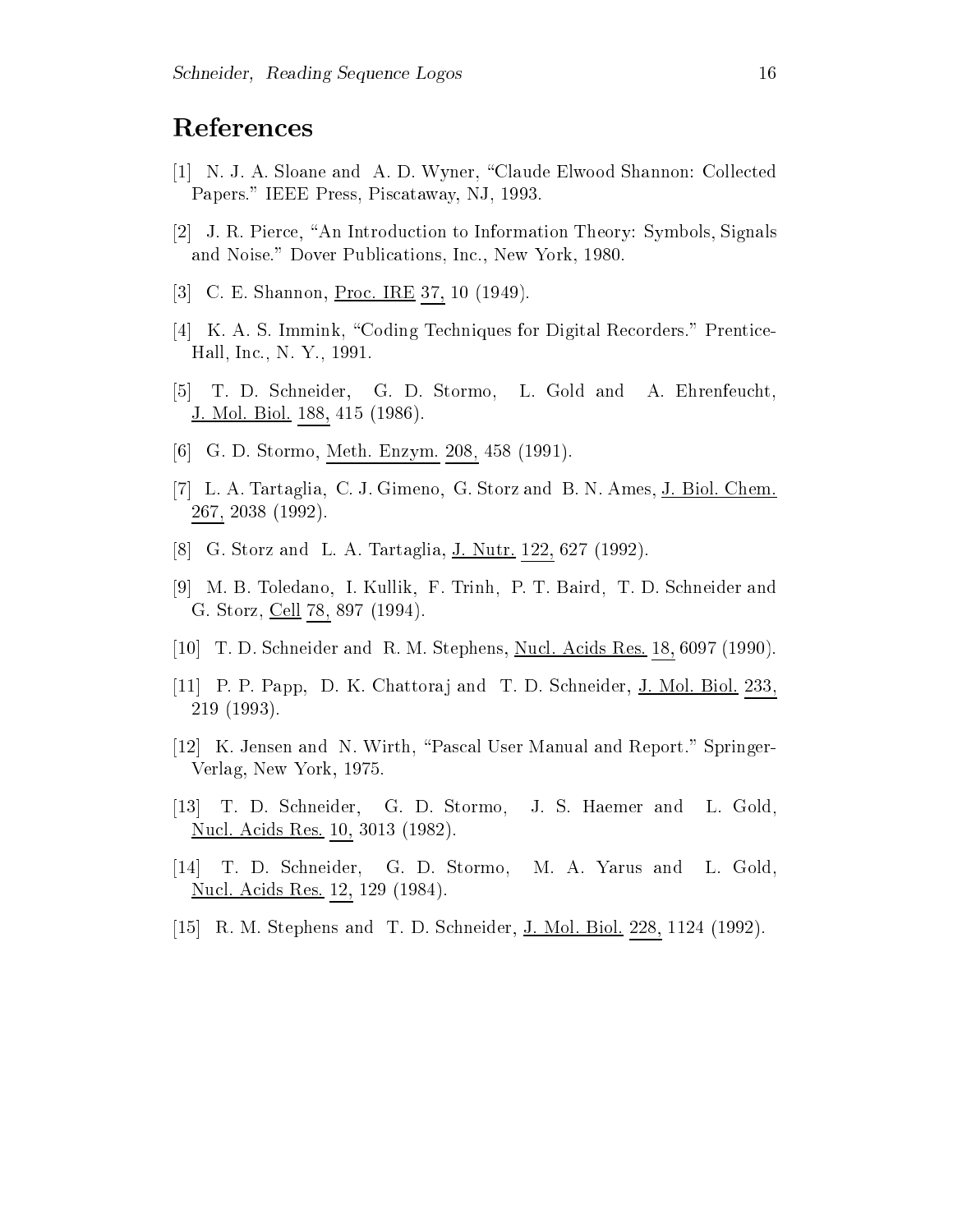## References

[1] N. J. A. Sloane and A. D. Wyner, "Claude Elwood Shannon: Collected Papers." IEEE Press, Piscataway, NJ, 1993.

[2] J. R. Pierce, "An Introduction to Information Theory: Symbols, Signals and Noise." Dover Publications, Inc., New York, 1980.

[3] C. E. Shannon, Proc. IRE 37, 10 (1949).

[4] K. A. S. Immink, "Coding Techniques for Digital Recorders." Prentice-Hall, Inc., N. Y., 1991.

[5] T. D. Schneider, G. D. Stormo, L. Gold and A. Ehrenfeucht, J. Mol. Biol. 188, 415 (1986).

[6] G. D. Stormo, Meth. Enzym. 208, 458 (1991).

[7] L. A. Tartaglia, C. J. Gimeno, G. Storz and B. N. Ames, J. Biol. Chem. 267, 2038 (1992).

[8] G. Storz and L. A. Tartaglia, J. Nutr. 122, 627 (1992).

[9] M. B. Toledano, I. Kullik, F. Trinh, P. T. Baird, T. D. Schneider and G. Storz, Cell 78, 897 (1994).

[10] T. D. Schneider and R. M. Stephens, Nucl. Acids Res. 18, 6097 (1990).

[11] P. P. Papp, D. K. Chattoraj and T. D. Schneider, J. Mol. Biol. 233, 219 (1993).

[12] K. Jensen and N. Wirth, "Pascal User Manual and Report." Springer-Verlag, New York, 1975.

[13] T. D. Schneider, G. D. Stormo, J. S. Haemer and L. Gold, Nucl. Acids Res. 10, 3013 (1982).

[14] T. D. Schneider, G. D. Stormo, M. A. Yarus and L. Gold, Nucl. Acids Res. 12, 129 (1984).

[15] R. M. Stephens and T. D. Schneider, J. Mol. Biol. 228, 1124 (1992).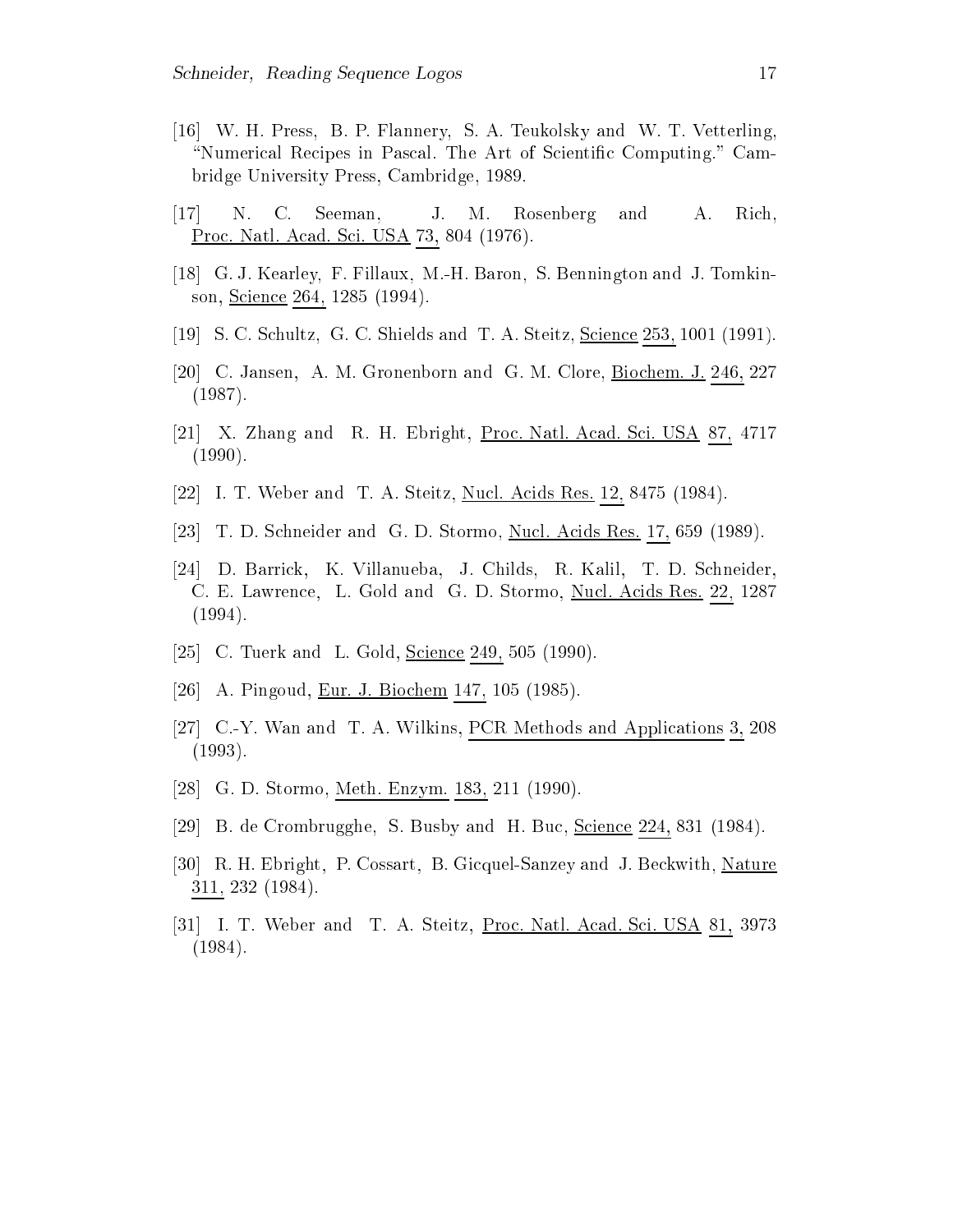[16] W. H. Press, B. P. Flannery, S. A. Teukolsky and W. T. Vetterling, "Numerical Recipes in Pascal. The Art of Scientific Computing." Cambridge University Press, Cambridge, 1989.

[17] N. C. Seeman, J. M. Rosenberg and A. Rich, Proc. Natl. Acad. Sci. USA 73, 804 (1976).

[18] G. J. Kearley, F. Fillaux, M.-H. Baron, S. Bennington and J. Tomkinson, Science 264, 1285 (1994).

[19] S. C. Schultz, G. C. Shields and T. A. Steitz, Science 253, 1001 (1991).

[20] C. Jansen, A. M. Gronenborn and G. M. Clore, Biochem. J. 246, 227 (1987).

[21] X. Zhang and R. H. Ebright, Proc. Natl. Acad. Sci. USA 87, 4717 (1990).

[22] I. T. Weber and T. A. Steitz, Nucl. Acids Res. 12, 8475 (1984).

[23] T. D. Schneider and G. D. Stormo, Nucl. Acids Res. 17, 659 (1989).

[24] D. Barrick, K. Villanueba, J. Childs, R. Kalil, T. D. Schneider, C. E. Lawrence, L. Gold and G. D. Stormo, Nucl. Acids Res. 22, 1287 (1994).

[25] C. Tuerk and L. Gold, Science 249, 505 (1990).

[26] A. Pingoud, Eur. J. Biochem 147, 105 (1985).

[27] C.-Y. Wan and T. A. Wilkins, PCR Methods and Applications 3, 208 (1993).

[28] G. D. Stormo, Meth. Enzym. 183, 211 (1990).

[29] B. de Crombrugghe, S. Busby and H. Buc, Science 224, 831 (1984).

[30] R. H. Ebright, P. Cossart, B. Gicquel-Sanzey and J. Beckwith, Nature 311, 232 (1984).

[31] I. T. Weber and T. A. Steitz, Proc. Natl. Acad. Sci. USA 81, 3973 (1984).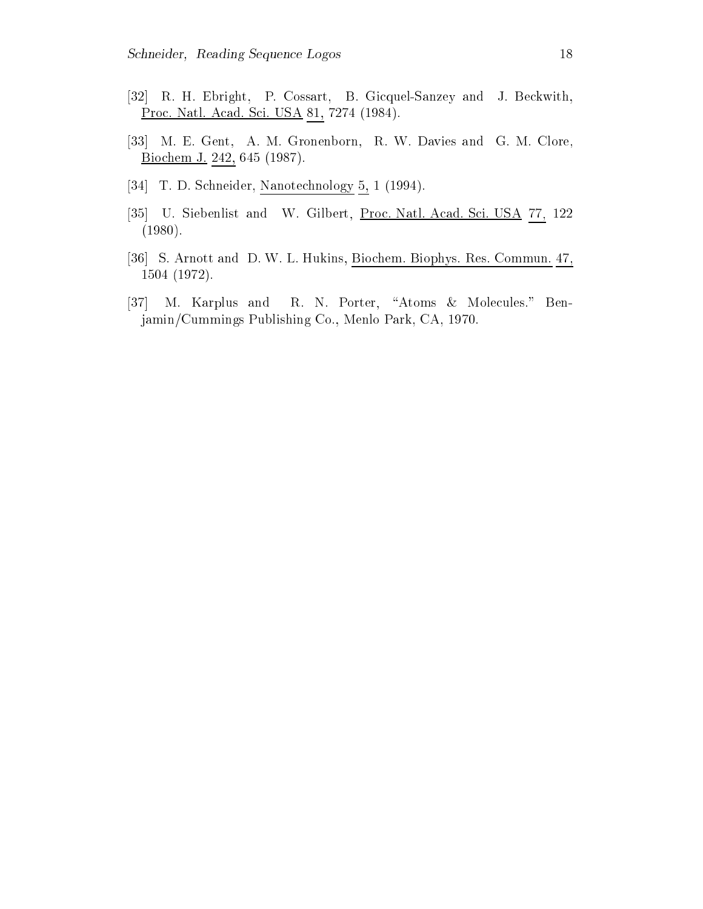[32] R. H. Ebright, P. Cossart, B. Gicquel-Sanzey and J. Beckwith, Proc. Natl. Acad. Sci. USA 81, 7274 (1984).

[33] M. E. Gent, A. M. Gronenborn, R. W. Davies and G. M. Clore, Biochem J. 242, 645 (1987).

[34] T. D. Schneider, Nanotechnology 5, 1 (1994).

[35] U. Siebenlist and W. Gilbert, Proc. Natl. Acad. Sci. USA 77, 122 (1980).

[36] S. Arnott and D. W. L. Hukins, Biochem. Biophys. Res. Commun. 47, 1504 (1972).

[37] M. Karplus and R. N. Porter, "Atoms & Molecules." Benjamin/Cummings Publishing Co., Menlo Park, CA, 1970.